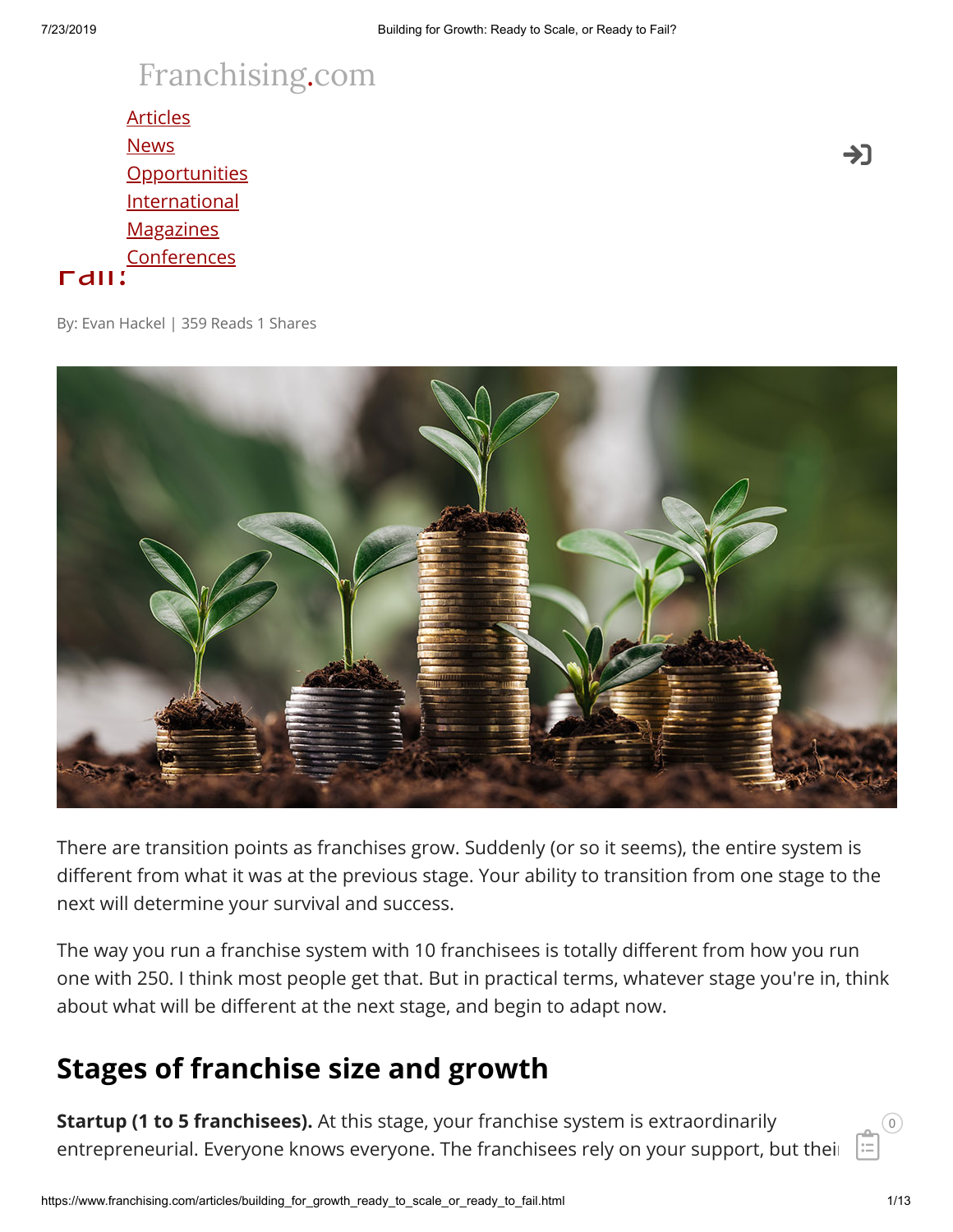Franchising.com

[Articles](#)
[News](#)
[Opportunities](#)
[International](#)
[Magazines](#)
[Conferences](#)

By: Evan Hackel | 359 Reads 1 Shares

There are transition points as franchises grow. Suddenly (or so it seems), the entire system is different from what it was at the previous stage. Your ability to transition from one stage to the next will determine your survival and success.

The way you run a franchise system with 10 franchisees is totally different from how you run one with 250. I think most people get that. But in practical terms, whatever stage you're in, think about what will be different at the next stage, and begin to adapt now.

## Stages of franchise size and growth

**Startup (1 to 5 franchisees).** At this stage, your franchise system is extraordinarily entrepreneurial. Everyone knows everyone. The franchisees rely on your support, but their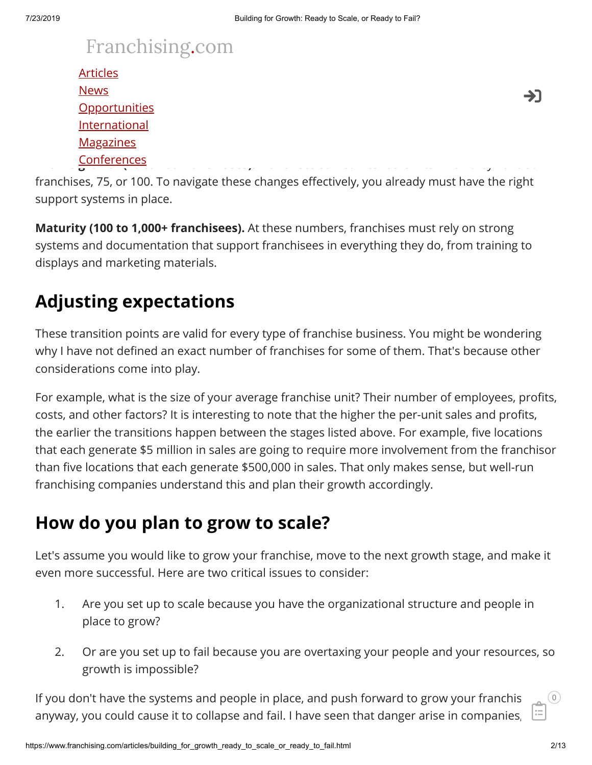franchises, 75, or 100. To navigate these changes effectively, you already must have the right support systems in place.

**Maturity (100 to 1,000+ franchisees).** At these numbers, franchises must rely on strong systems and documentation that support franchisees in everything they do, from training to displays and marketing materials.

## Adjusting expectations

These transition points are valid for every type of franchise business. You might be wondering why I have not defined an exact number of franchises for some of them. That's because other considerations come into play.

For example, what is the size of your average franchise unit? Their number of employees, profits, costs, and other factors? It is interesting to note that the higher the per-unit sales and profits, the earlier the transitions happen between the stages listed above. For example, five locations that each generate $5 million in sales are going to require more involvement from the franchisor than five locations that each generate $500,000 in sales. That only makes sense, but well-run franchising companies understand this and plan their growth accordingly.

## How do you plan to grow to scale?

Let's assume you would like to grow your franchise, move to the next growth stage, and make it even more successful. Here are two critical issues to consider:

1. Are you set up to scale because you have the organizational structure and people in place to grow?
2. Or are you set up to fail because you are overtaxing your people and your resources, so growth is impossible?

If you don't have the systems and people in place, and push forward to grow your franchis anyway, you could cause it to collapse and fail. I have seen that danger arise in companies,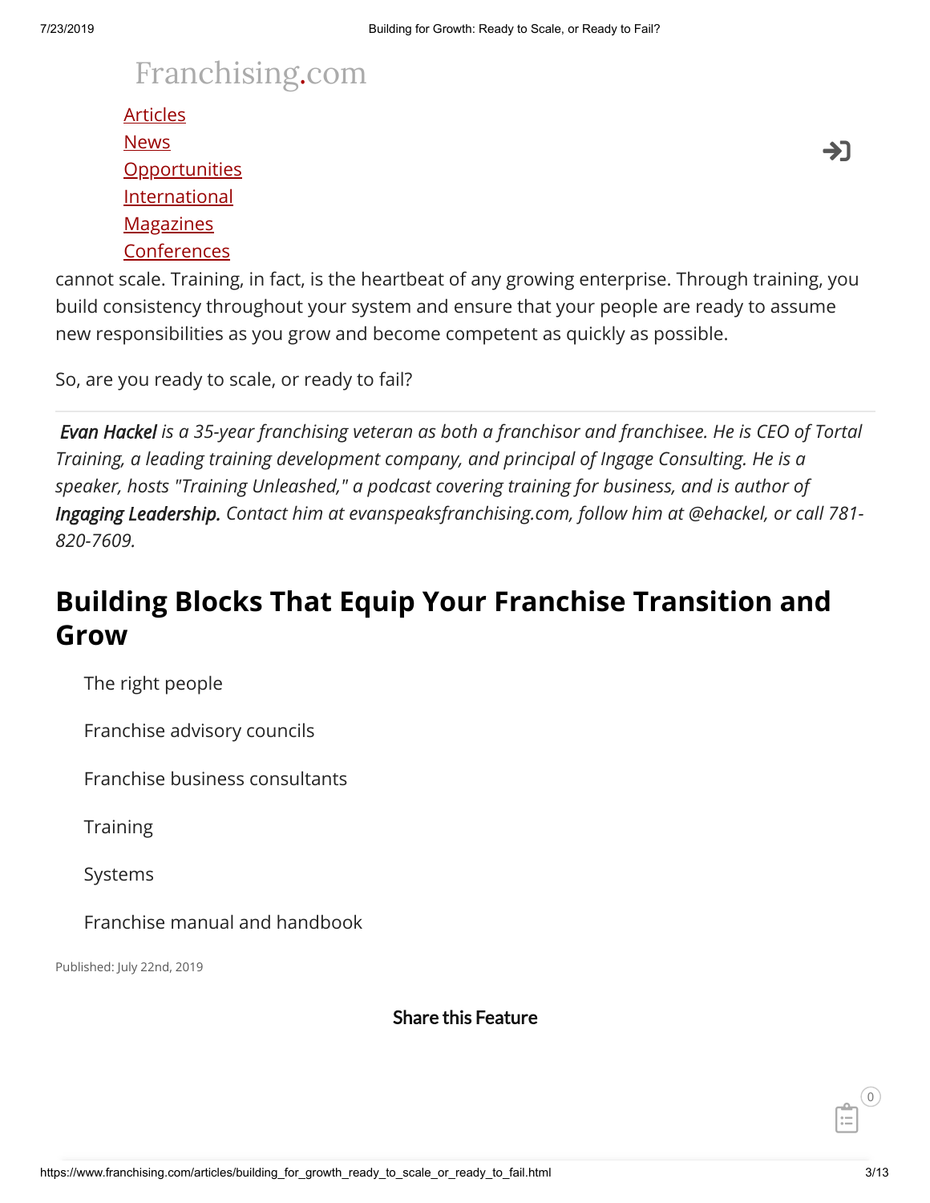cannot scale. Training, in fact, is the heartbeat of any growing enterprise. Through training, you build consistency throughout your system and ensure that your people are ready to assume new responsibilities as you grow and become competent as quickly as possible.

So, are you ready to scale, or ready to fail?

---

***Evan Hackel** is a 35-year franchising veteran as both a franchisor and franchisee. He is CEO of Tortal Training, a leading training development company, and principal of Ingage Consulting. He is a speaker, hosts "Training Unleashed," a podcast covering training for business, and is author of **Ingaging Leadership.** Contact him at evanspeaksfranchising.com, follow him at @ehackel, or call 781-820-7609.*

## Building Blocks That Equip Your Franchise Transition and Grow

The right people

Franchise advisory councils

Franchise business consultants

Training

Systems

Franchise manual and handbook

Published: July 22nd, 2019

**Share this Feature**